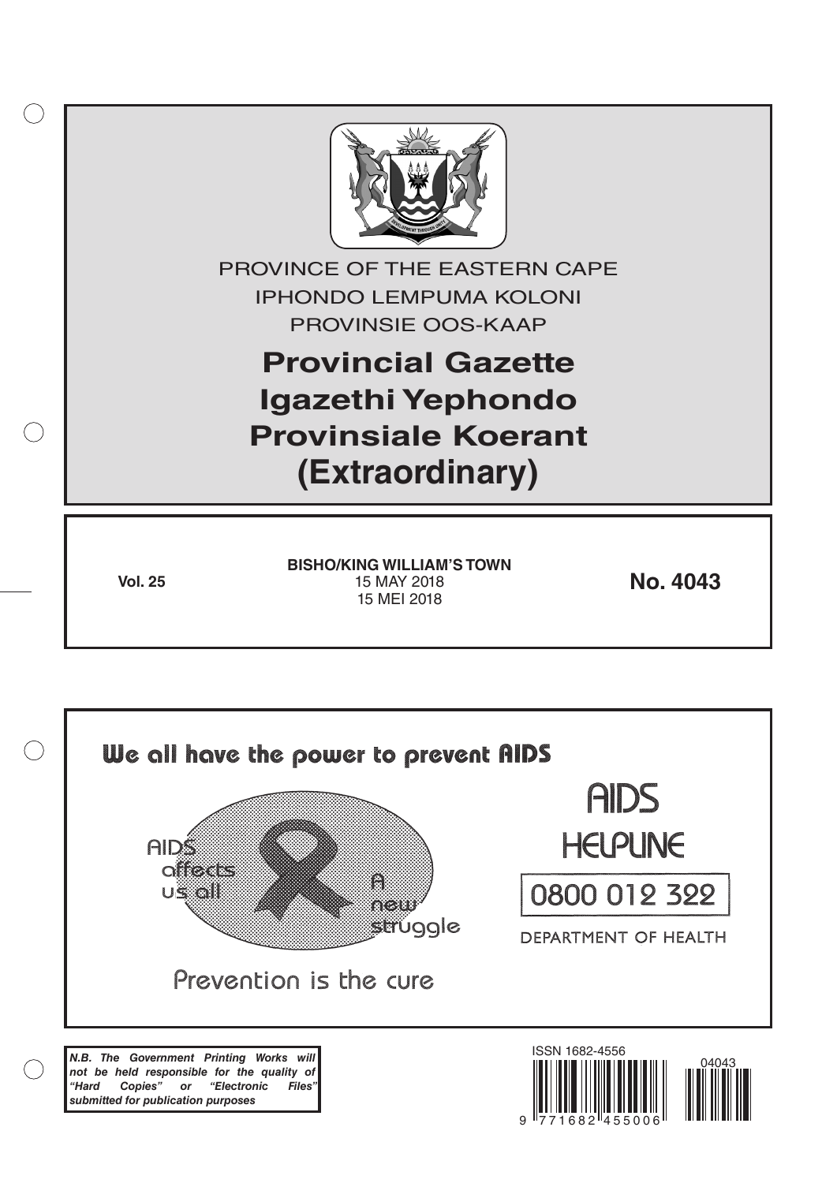PROVINCE OF THE EASTERN CAPE

IPHONDO LEMPUMA KOLONI

PROVINSIE OOS-KAAP

# Provincial Gazette
# Igazethi Yephondo
# Provinsiale Koerant
# (Extraordinary)

**Vol. 25**

**BISHO/KING WILLIAM'S TOWN**

15 MAY 2018

15 MEI 2018

**No. 4043**

We all have the power to prevent AIDS

AIDS affects us all

A new struggle

Prevention is the cure

AIDS HELPLINE

0800 012 322

DEPARTMENT OF HEALTH

***N.B. The Government Printing Works will not be held responsible for the quality of "Hard Copies" or "Electronic Files" submitted for publication purposes***

ISSN 1682-4556

9 771682 455006

04043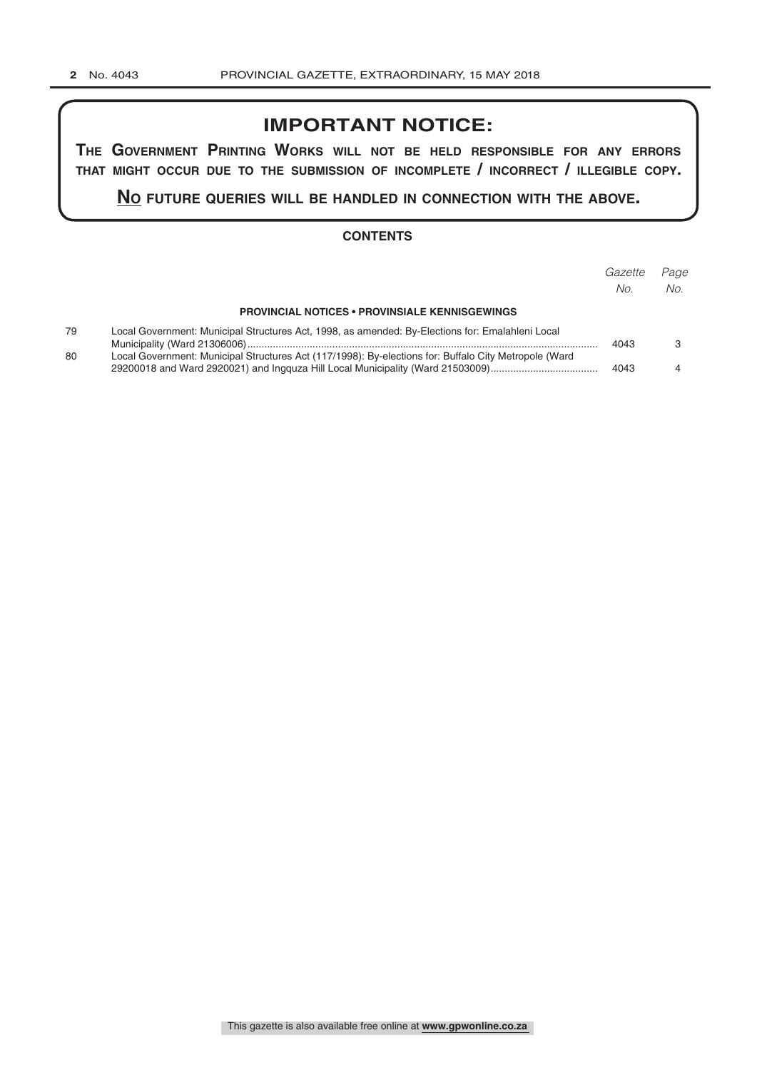## IMPORTANT NOTICE:

**THE GOVERNMENT PRINTING WORKS WILL NOT BE HELD RESPONSIBLE FOR ANY ERRORS THAT MIGHT OCCUR DUE TO THE SUBMISSION OF INCOMPLETE / INCORRECT / ILLEGIBLE COPY.**

**NO FUTURE QUERIES WILL BE HANDLED IN CONNECTION WITH THE ABOVE.**

### CONTENTS

| | | *Gazette No.* | *Page No.* |
|---|---|---|---|
| | **PROVINCIAL NOTICES • PROVINSIALE KENNISGEWINGS** | | |
| 79 | Local Government: Municipal Structures Act, 1998, as amended: By-Elections for: Emalahleni Local Municipality (Ward 21306006) | 4043 | 3 |
| 80 | Local Government: Municipal Structures Act (117/1998): By-elections for: Buffalo City Metropole (Ward 29200018 and Ward 2920021) and Ingquza Hill Local Municipality (Ward 21503009) | 4043 | 4 |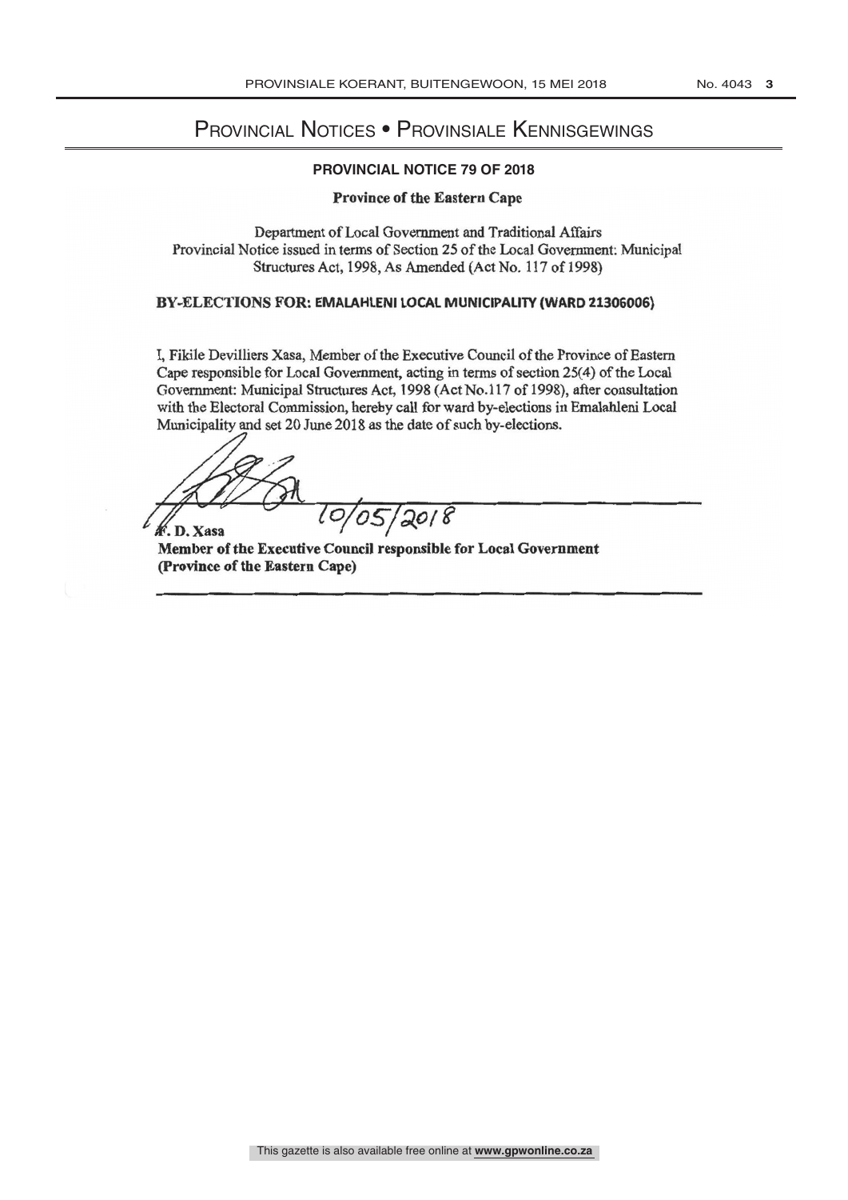# Provincial Notices • Provinsiale Kennisgewings

## PROVINCIAL NOTICE 79 OF 2018

**Province of the Eastern Cape**

Department of Local Government and Traditional Affairs
Provincial Notice issued in terms of Section 25 of the Local Government: Municipal Structures Act, 1998, As Amended (Act No. 117 of 1998)

**BY-ELECTIONS FOR: EMALAHLENI LOCAL MUNICIPALITY (WARD 21306006)**

I, Fikile Devilliers Xasa, Member of the Executive Council of the Province of Eastern Cape responsible for Local Government, acting in terms of section 25(4) of the Local Government: Municipal Structures Act, 1998 (Act No.117 of 1998), after consultation with the Electoral Commission, hereby call for ward by-elections in Emalahleni Local Municipality and set 20 June 2018 as the date of such by-elections.

10/05/2018

**F. D. Xasa**
**Member of the Executive Council responsible for Local Government**
**(Province of the Eastern Cape)**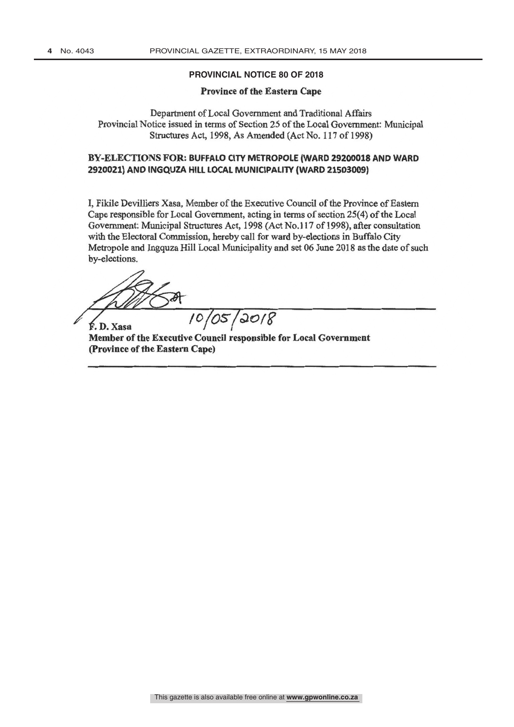**PROVINCIAL NOTICE 80 OF 2018**

**Province of the Eastern Cape**

Department of Local Government and Traditional Affairs
Provincial Notice issued in terms of Section 25 of the Local Government: Municipal Structures Act, 1998, As Amended (Act No. 117 of 1998)

**BY-ELECTIONS FOR: BUFFALO CITY METROPOLE (WARD 29200018 AND WARD 2920021) AND INGQUZA HILL LOCAL MUNICIPALITY (WARD 21503009)**

I, Fikile Devilliers Xasa, Member of the Executive Council of the Province of Eastern Cape responsible for Local Government, acting in terms of section 25(4) of the Local Government: Municipal Structures Act, 1998 (Act No.117 of 1998), after consultation with the Electoral Commission, hereby call for ward by-elections in Buffalo City Metropole and Ingquza Hill Local Municipality and set 06 June 2018 as the date of such by-elections.

10/05/2018

**F. D. Xasa**
**Member of the Executive Council responsible for Local Government**
**(Province of the Eastern Cape)**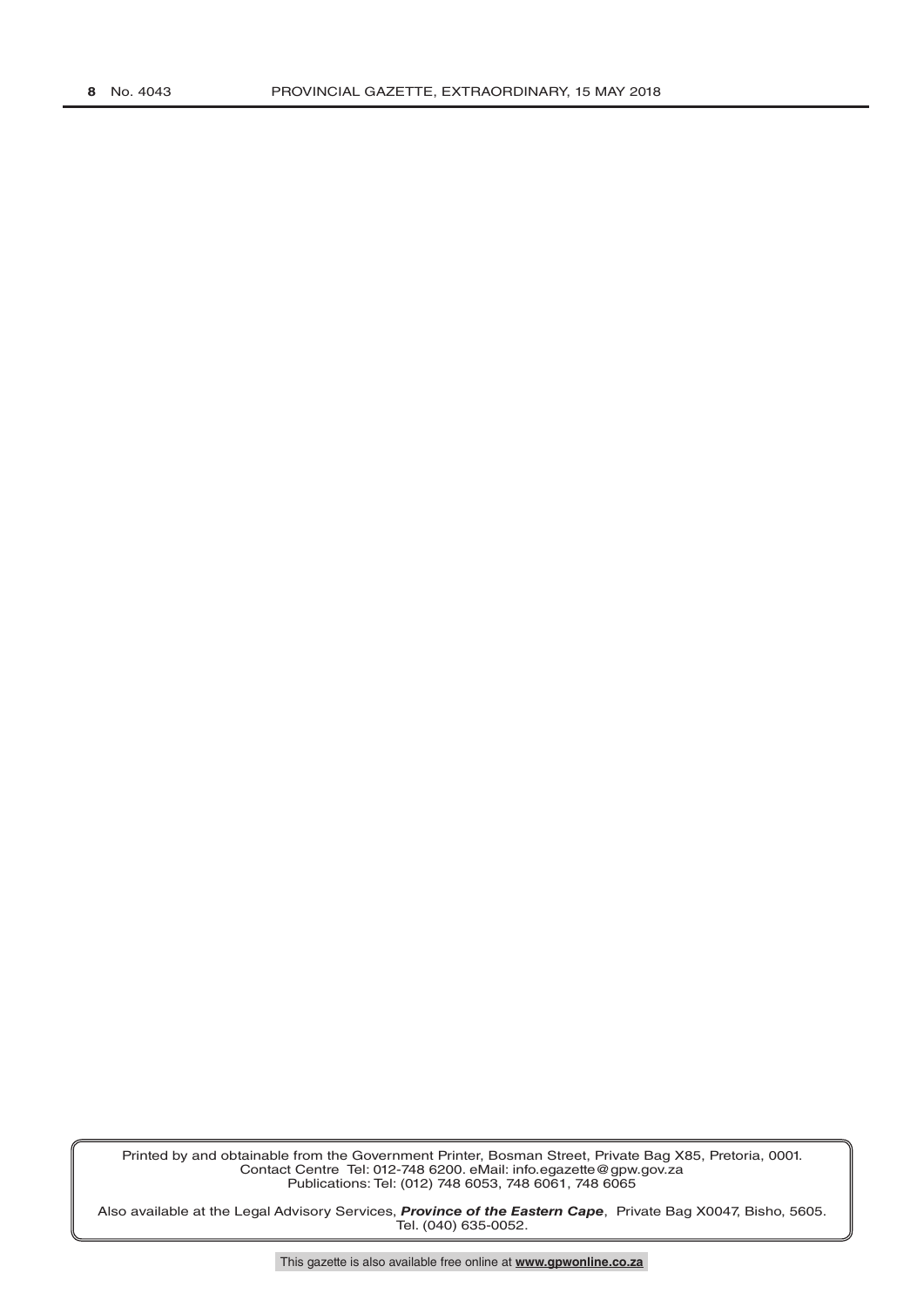Printed by and obtainable from the Government Printer, Bosman Street, Private Bag X85, Pretoria, 0001.
Contact Centre Tel: 012-748 6200. eMail: info.egazette@gpw.gov.za
Publications: Tel: (012) 748 6053, 748 6061, 748 6065

Also available at the Legal Advisory Services, ***Province of the Eastern Cape***, Private Bag X0047, Bisho, 5605.
Tel. (040) 635-0052.